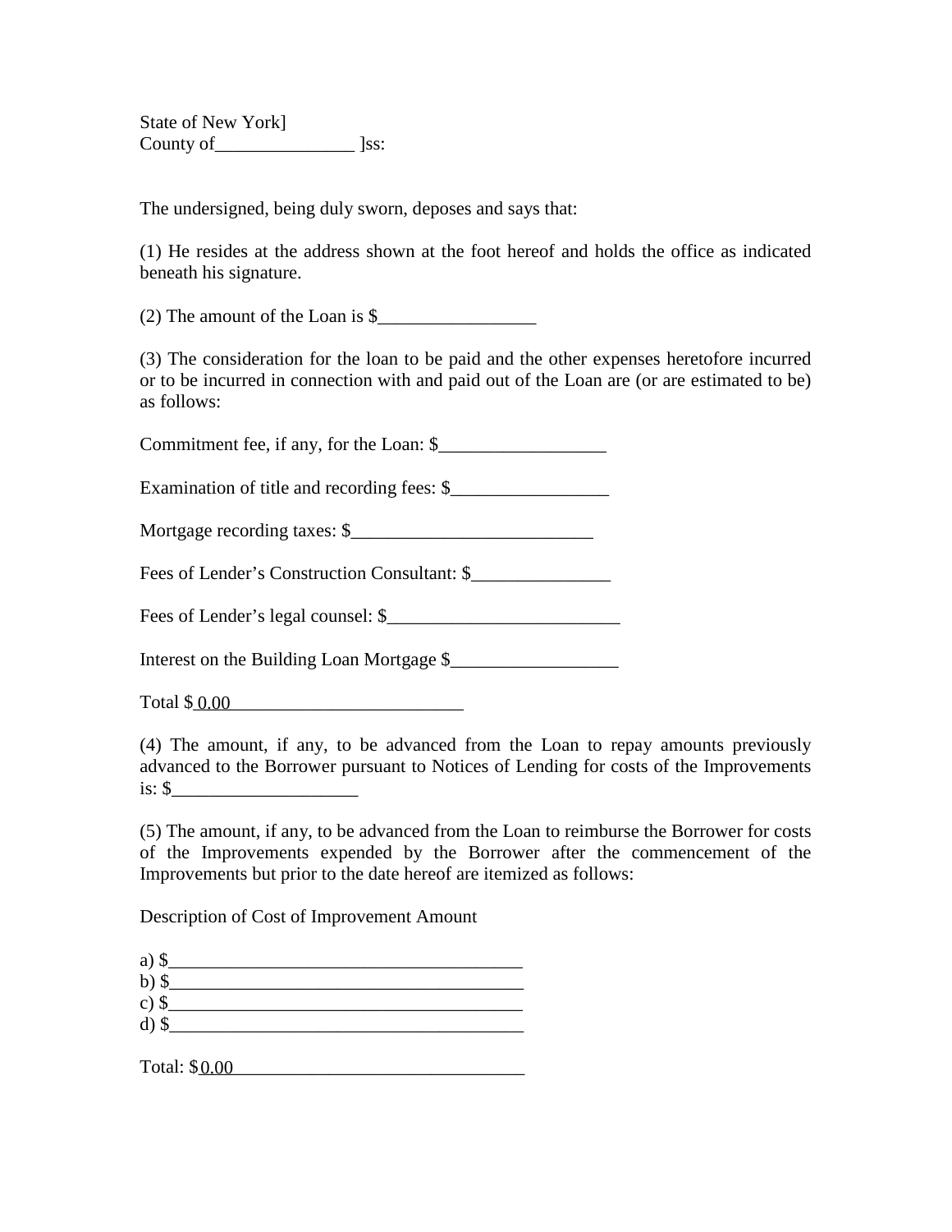State of New York]
County of_______________ ]ss:

The undersigned, being duly sworn, deposes and says that:

(1) He resides at the address shown at the foot hereof and holds the office as indicated beneath his signature.

(2) The amount of the Loan is $_________________

(3) The consideration for the loan to be paid and the other expenses heretofore incurred or to be incurred in connection with and paid out of the Loan are (or are estimated to be) as follows:

Commitment fee, if any, for the Loan: $__________________

Examination of title and recording fees: $_________________

Mortgage recording taxes: $__________________________

Fees of Lender's Construction Consultant: $_______________

Fees of Lender's legal counsel: $_________________________

Interest on the Building Loan Mortgage $__________________

Total $ 0.00_________________________

(4) The amount, if any, to be advanced from the Loan to repay amounts previously advanced to the Borrower pursuant to Notices of Lending for costs of the Improvements is: $____________________

(5) The amount, if any, to be advanced from the Loan to reimburse the Borrower for costs of the Improvements expended by the Borrower after the commencement of the Improvements but prior to the date hereof are itemized as follows:

Description of Cost of Improvement Amount

a) $_______________________________________
b) $_______________________________________
c) $_______________________________________
d) $_______________________________________

Total: $0.00________________________________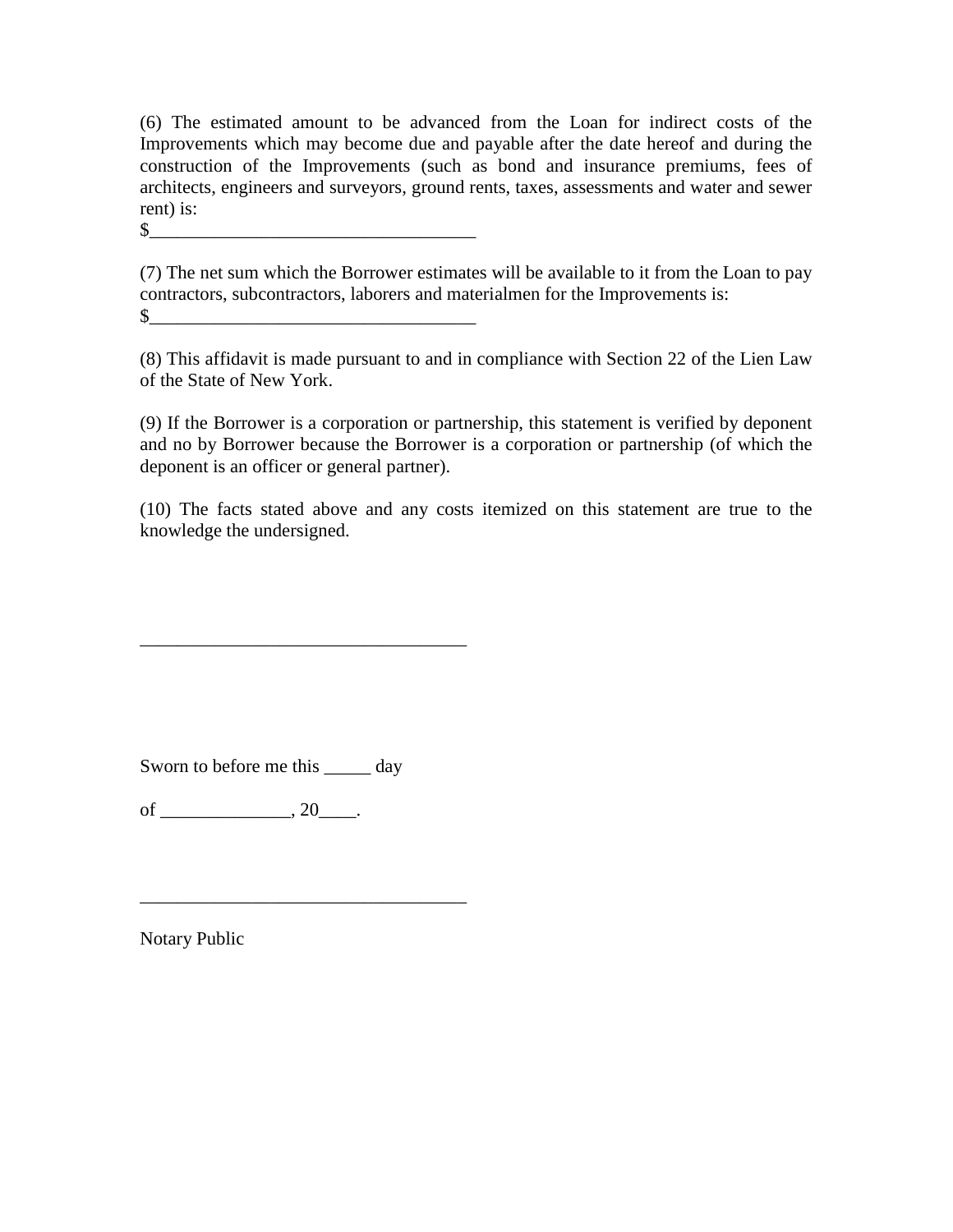(6) The estimated amount to be advanced from the Loan for indirect costs of the Improvements which may become due and payable after the date hereof and during the construction of the Improvements (such as bond and insurance premiums, fees of architects, engineers and surveyors, ground rents, taxes, assessments and water and sewer rent) is:
$___________________________________

(7) The net sum which the Borrower estimates will be available to it from the Loan to pay contractors, subcontractors, laborers and materialmen for the Improvements is:
$___________________________________

(8) This affidavit is made pursuant to and in compliance with Section 22 of the Lien Law of the State of New York.

(9) If the Borrower is a corporation or partnership, this statement is verified by deponent and no by Borrower because the Borrower is a corporation or partnership (of which the deponent is an officer or general partner).

(10) The facts stated above and any costs itemized on this statement are true to the knowledge the undersigned.

___________________________________

Sworn to before me this _____ day

of ______________, 20____.

___________________________________

Notary Public